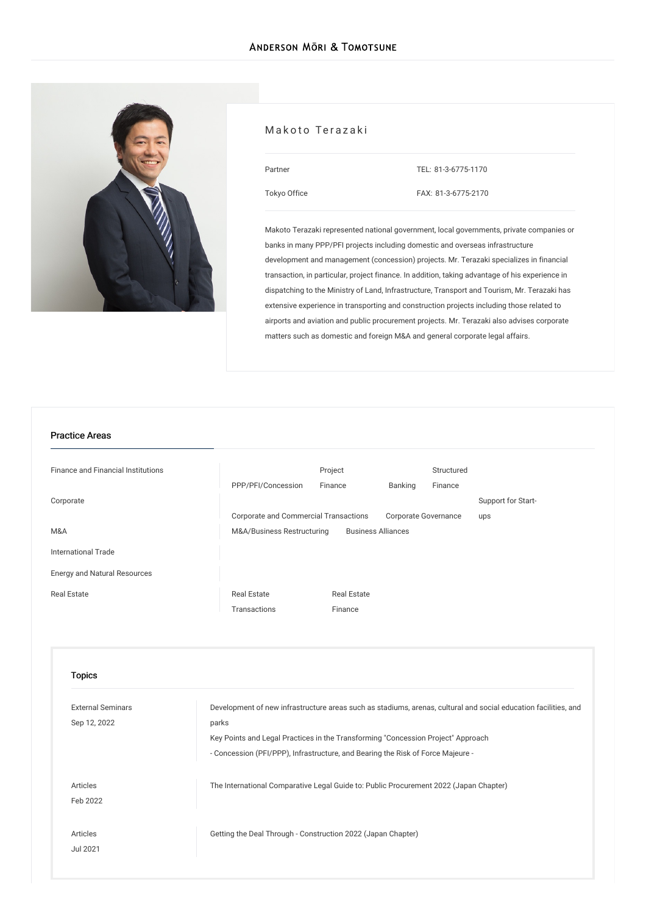# Makoto Terazaki

Partner

Tokyo Office

TEL: 81-3-6775-1170

FAX: 81-3-6775-2170

Makoto Terazaki represented national government, local governments, private companies or banks in many PPP/PFI projects including domestic and overseas infrastructure development and management (concession) projects. Mr. Terazaki specializes in financial transaction, in particular, project finance. In addition, taking advantage of his experience in dispatching to the Ministry of Land, Infrastructure, Transport and Tourism, Mr. Terazaki has extensive experience in transporting and construction projects including those related to airports and aviation and public procurement projects. Mr. Terazaki also advises corporate matters such as domestic and foreign M&A and general corporate legal affairs.

## Practice Areas

| | |
|---|---|
| Finance and Financial Institutions | PPP/PFI/Concession, Project Finance, Banking, Structured Finance |
| Corporate | Corporate and Commercial Transactions, Corporate Governance, Support for Start-ups |
| M&A | M&A/Business Restructuring, Business Alliances |
| International Trade | |
| Energy and Natural Resources | |
| Real Estate | Real Estate Transactions, Real Estate Finance |

## Topics

| | |
|---|---|
| External Seminars<br>Sep 12, 2022 | Development of new infrastructure areas such as stadiums, arenas, cultural and social education facilities, and parks<br>Key Points and Legal Practices in the Transforming "Concession Project" Approach<br>- Concession (PFI/PPP), Infrastructure, and Bearing the Risk of Force Majeure - |
| Articles<br>Feb 2022 | The International Comparative Legal Guide to: Public Procurement 2022 (Japan Chapter) |
| Articles<br>Jul 2021 | Getting the Deal Through - Construction 2022 (Japan Chapter) |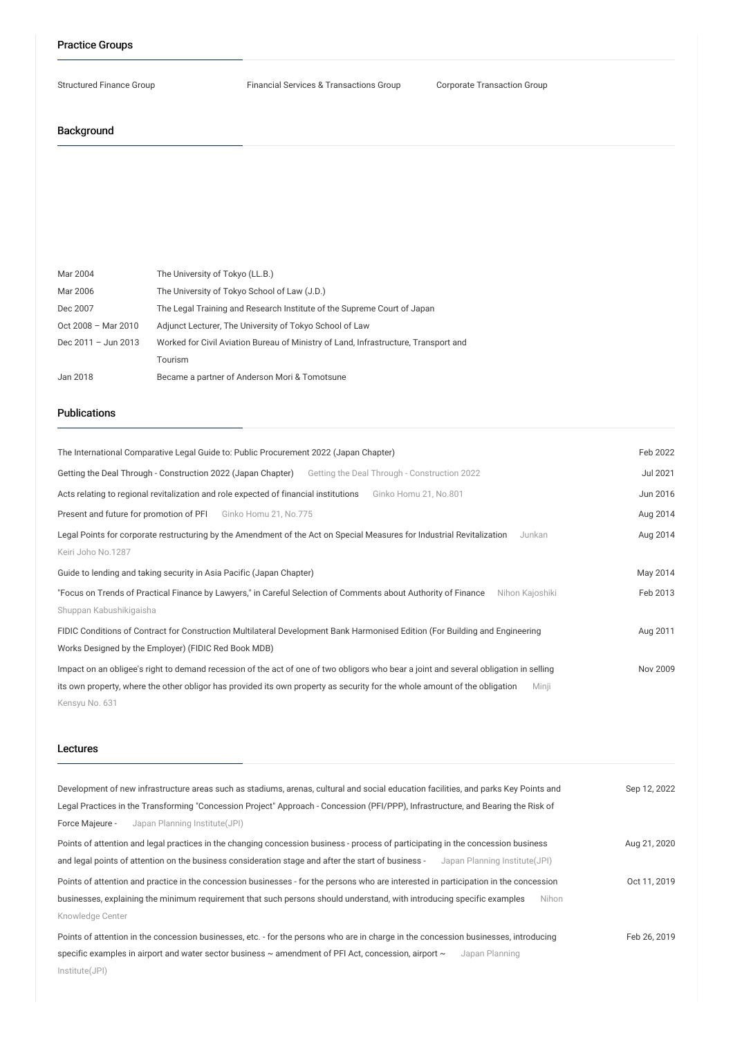## Practice Groups

Structured Finance Group

Financial Services & Transactions Group

Corporate Transaction Group

## Background

| | |
|---|---|
| Mar 2004 | The University of Tokyo (LL.B.) |
| Mar 2006 | The University of Tokyo School of Law (J.D.) |
| Dec 2007 | The Legal Training and Research Institute of the Supreme Court of Japan |
| Oct 2008 – Mar 2010 | Adjunct Lecturer, The University of Tokyo School of Law |
| Dec 2011 – Jun 2013 | Worked for Civil Aviation Bureau of Ministry of Land, Infrastructure, Transport and Tourism |
| Jan 2018 | Became a partner of Anderson Mori & Tomotsune |

## Publications

| | |
|---|---|
| The International Comparative Legal Guide to: Public Procurement 2022 (Japan Chapter) | Feb 2022 |
| Getting the Deal Through - Construction 2022 (Japan Chapter) Getting the Deal Through - Construction 2022 | Jul 2021 |
| Acts relating to regional revitalization and role expected of financial institutions Ginko Homu 21, No.801 | Jun 2016 |
| Present and future for promotion of PFI Ginko Homu 21, No.775 | Aug 2014 |
| Legal Points for corporate restructuring by the Amendment of the Act on Special Measures for Industrial Revitalization Junkan Keiri Joho No.1287 | Aug 2014 |
| Guide to lending and taking security in Asia Pacific (Japan Chapter) | May 2014 |
| "Focus on Trends of Practical Finance by Lawyers," in Careful Selection of Comments about Authority of Finance Nihon Kajoshiki Shuppan Kabushikigaisha | Feb 2013 |
| FIDIC Conditions of Contract for Construction Multilateral Development Bank Harmonised Edition (For Building and Engineering Works Designed by the Employer) (FIDIC Red Book MDB) | Aug 2011 |
| Impact on an obligee's right to demand recession of the act of one of two obligors who bear a joint and several obligation in selling its own property, where the other obligor has provided its own property as security for the whole amount of the obligation Minji Kensyu No. 631 | Nov 2009 |

## Lectures

| | |
|---|---|
| Development of new infrastructure areas such as stadiums, arenas, cultural and social education facilities, and parks Key Points and Legal Practices in the Transforming "Concession Project" Approach - Concession (PFI/PPP), Infrastructure, and Bearing the Risk of Force Majeure - Japan Planning Institute(JPI) | Sep 12, 2022 |
| Points of attention and legal practices in the changing concession business - process of participating in the concession business and legal points of attention on the business consideration stage and after the start of business - Japan Planning Institute(JPI) | Aug 21, 2020 |
| Points of attention and practice in the concession businesses - for the persons who are interested in participation in the concession businesses, explaining the minimum requirement that such persons should understand, with introducing specific examples Nihon Knowledge Center | Oct 11, 2019 |
| Points of attention in the concession businesses, etc. - for the persons who are in charge in the concession businesses, introducing specific examples in airport and water sector business ~ amendment of PFI Act, concession, airport ~ Japan Planning Institute(JPI) | Feb 26, 2019 |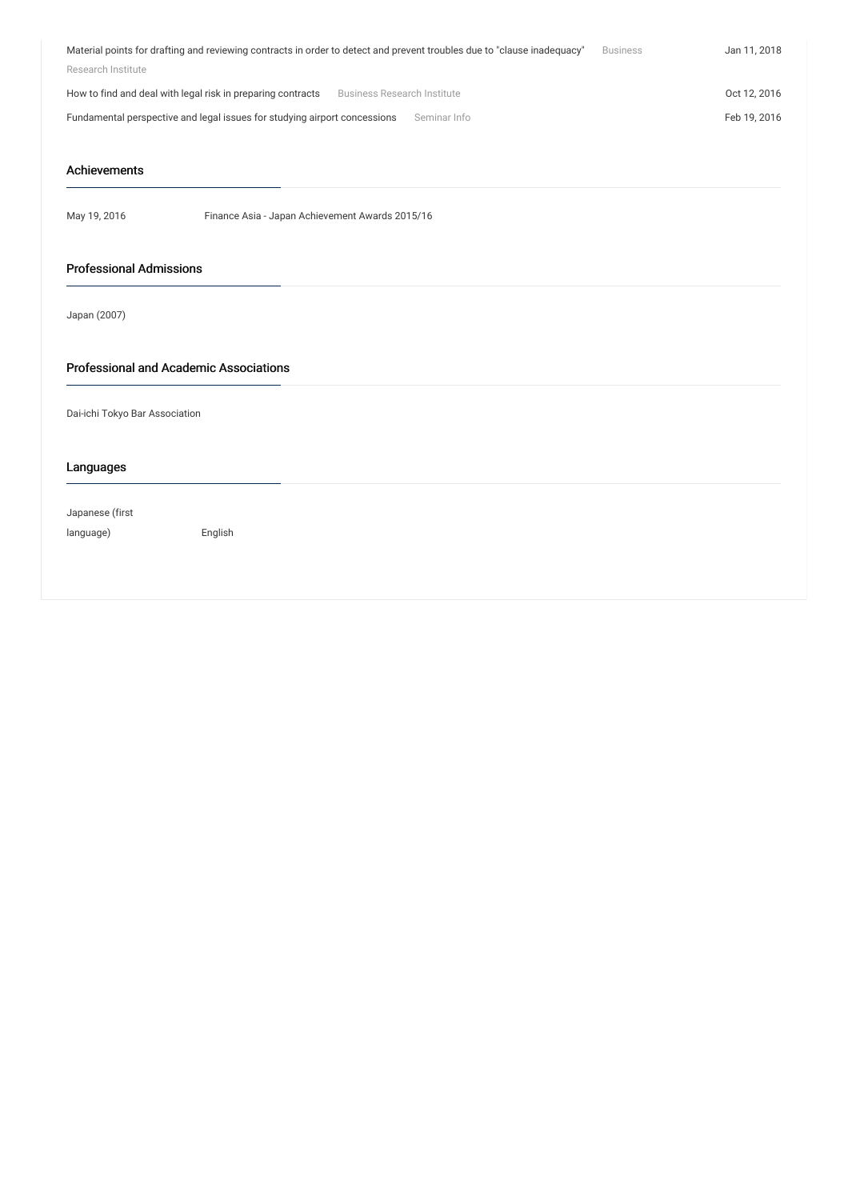Material points for drafting and reviewing contracts in order to detect and prevent troubles due to "clause inadequacy" Business Research Institute Jan 11, 2018

How to find and deal with legal risk in preparing contracts Business Research Institute Oct 12, 2016

Fundamental perspective and legal issues for studying airport concessions Seminar Info Feb 19, 2016

## Achievements

May 19, 2016 Finance Asia - Japan Achievement Awards 2015/16

## Professional Admissions

Japan (2007)

## Professional and Academic Associations

Dai-ichi Tokyo Bar Association

## Languages

Japanese (first language)

English